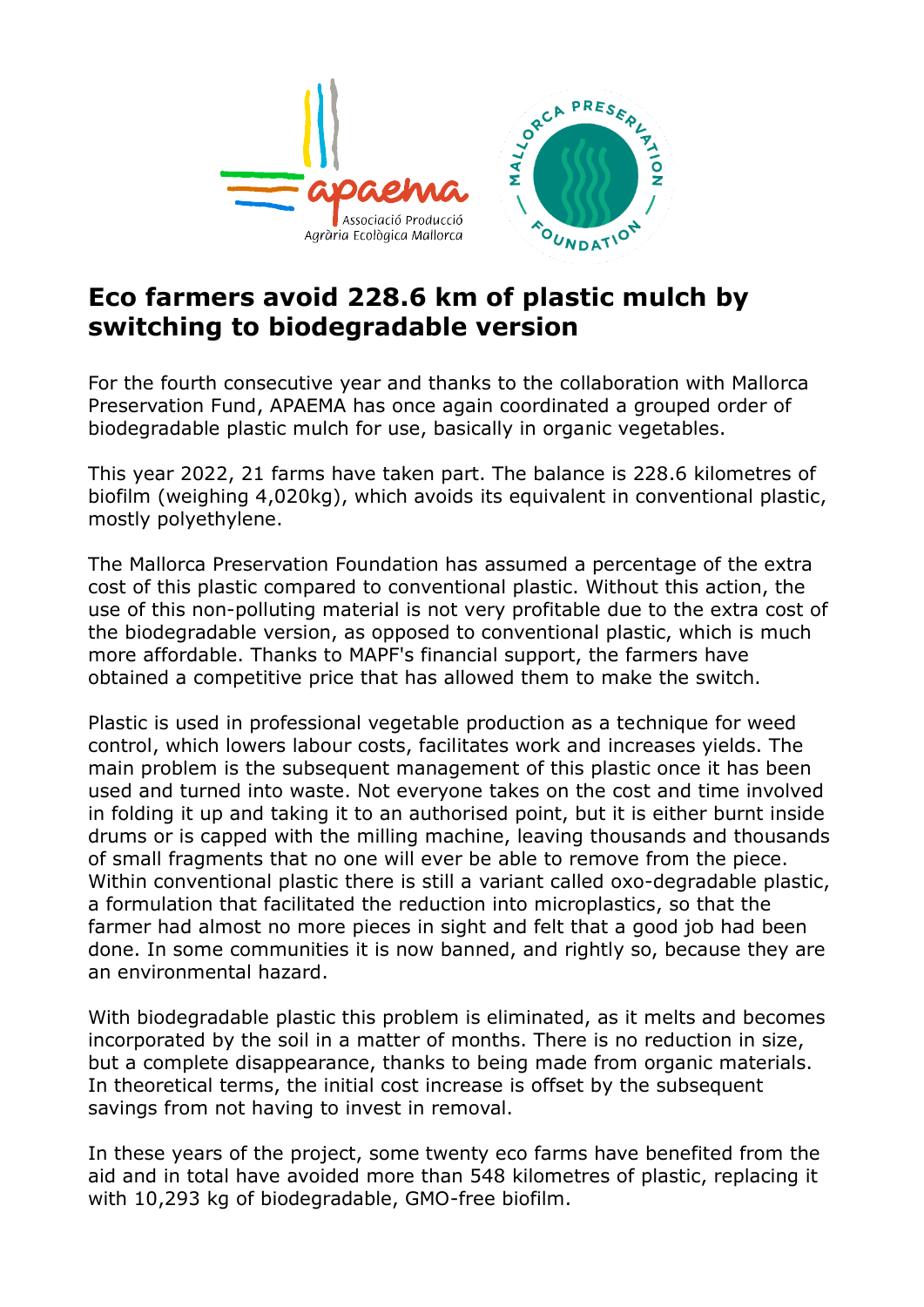# Eco farmers avoid 228.6 km of plastic mulch by switching to biodegradable version

For the fourth consecutive year and thanks to the collaboration with Mallorca Preservation Fund, APAEMA has once again coordinated a grouped order of biodegradable plastic mulch for use, basically in organic vegetables.

This year 2022, 21 farms have taken part. The balance is 228.6 kilometres of biofilm (weighing 4,020kg), which avoids its equivalent in conventional plastic, mostly polyethylene.

The Mallorca Preservation Foundation has assumed a percentage of the extra cost of this plastic compared to conventional plastic. Without this action, the use of this non-polluting material is not very profitable due to the extra cost of the biodegradable version, as opposed to conventional plastic, which is much more affordable. Thanks to MAPF's financial support, the farmers have obtained a competitive price that has allowed them to make the switch.

Plastic is used in professional vegetable production as a technique for weed control, which lowers labour costs, facilitates work and increases yields. The main problem is the subsequent management of this plastic once it has been used and turned into waste. Not everyone takes on the cost and time involved in folding it up and taking it to an authorised point, but it is either burnt inside drums or is capped with the milling machine, leaving thousands and thousands of small fragments that no one will ever be able to remove from the piece. Within conventional plastic there is still a variant called oxo-degradable plastic, a formulation that facilitated the reduction into microplastics, so that the farmer had almost no more pieces in sight and felt that a good job had been done. In some communities it is now banned, and rightly so, because they are an environmental hazard.

With biodegradable plastic this problem is eliminated, as it melts and becomes incorporated by the soil in a matter of months. There is no reduction in size, but a complete disappearance, thanks to being made from organic materials. In theoretical terms, the initial cost increase is offset by the subsequent savings from not having to invest in removal.

In these years of the project, some twenty eco farms have benefited from the aid and in total have avoided more than 548 kilometres of plastic, replacing it with 10,293 kg of biodegradable, GMO-free biofilm.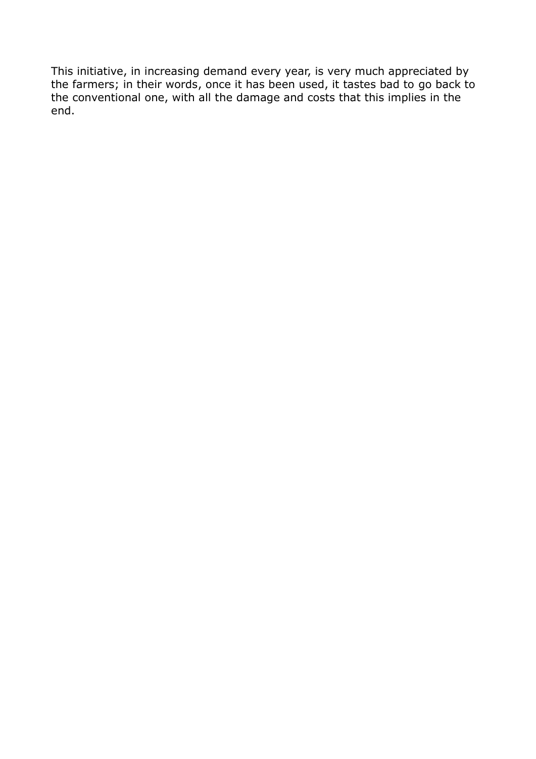This initiative, in increasing demand every year, is very much appreciated by the farmers; in their words, once it has been used, it tastes bad to go back to the conventional one, with all the damage and costs that this implies in the end.